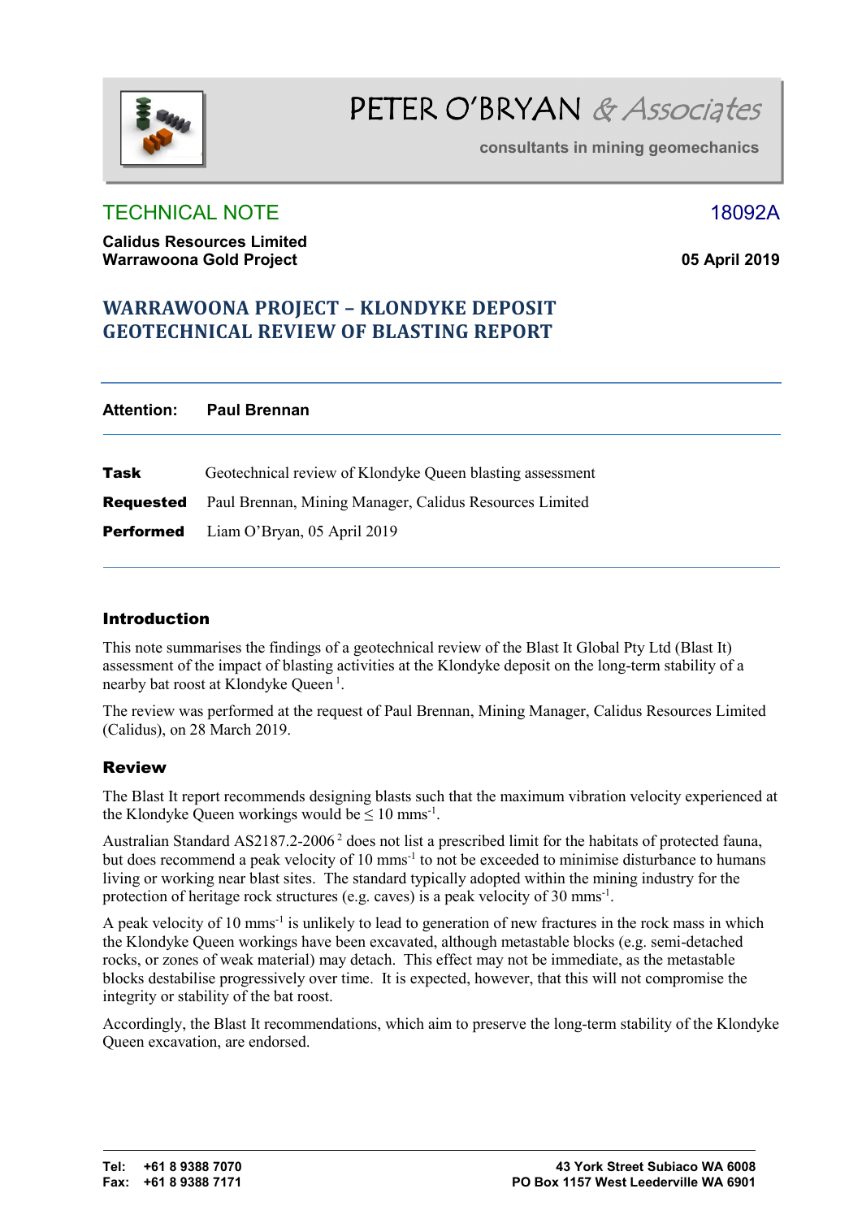# PETER O'BRYAN & Associates

**consultants in mining geomechanics**

## TECHNICAL NOTE

18092A

**Calidus Resources Limited**
**Warrawoona Gold Project**

**05 April 2019**

## WARRAWOONA PROJECT – KLONDYKE DEPOSIT
## GEOTECHNICAL REVIEW OF BLASTING REPORT

**Attention:** **Paul Brennan**

**Task** Geotechnical review of Klondyke Queen blasting assessment

**Requested** Paul Brennan, Mining Manager, Calidus Resources Limited

**Performed** Liam O'Bryan, 05 April 2019

### Introduction

This note summarises the findings of a geotechnical review of the Blast It Global Pty Ltd (Blast It) assessment of the impact of blasting activities at the Klondyke deposit on the long-term stability of a nearby bat roost at Klondyke Queen [1].

The review was performed at the request of Paul Brennan, Mining Manager, Calidus Resources Limited (Calidus), on 28 March 2019.

### Review

The Blast It report recommends designing blasts such that the maximum vibration velocity experienced at the Klondyke Queen workings would be ≤ 10 $mms^{-1}$.

Australian Standard AS2187.2-2006 [2] does not list a prescribed limit for the habitats of protected fauna, but does recommend a peak velocity of 10 $mms^{-1}$ to not be exceeded to minimise disturbance to humans living or working near blast sites. The standard typically adopted within the mining industry for the protection of heritage rock structures (e.g. caves) is a peak velocity of 30 $mms^{-1}$.

A peak velocity of 10 $mms^{-1}$ is unlikely to lead to generation of new fractures in the rock mass in which the Klondyke Queen workings have been excavated, although metastable blocks (e.g. semi-detached rocks, or zones of weak material) may detach. This effect may not be immediate, as the metastable blocks destabilise progressively over time. It is expected, however, that this will not compromise the integrity or stability of the bat roost.

Accordingly, the Blast It recommendations, which aim to preserve the long-term stability of the Klondyke Queen excavation, are endorsed.

**Tel: +61 8 9388 7070**
**Fax: +61 8 9388 7171**

**43 York Street Subiaco WA 6008**
**PO Box 1157 West Leederville WA 6901**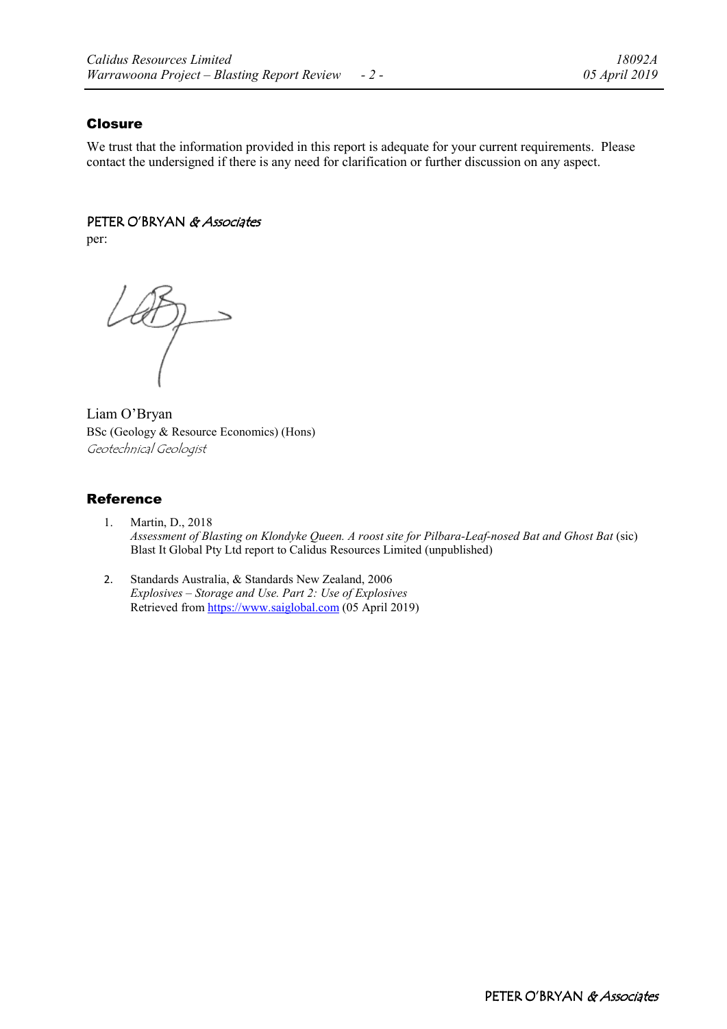## Closure

We trust that the information provided in this report is adequate for your current requirements. Please contact the undersigned if there is any need for clarification or further discussion on any aspect.

PETER O'BRYAN *& Associates*

per:

Liam O'Bryan

BSc (Geology & Resource Economics) (Hons)

*Geotechnical Geologist*

## Reference

1. Martin, D., 2018
   *Assessment of Blasting on Klondyke Queen. A roost site for Pilbara-Leaf-nosed Bat and Ghost Bat* (sic)
   Blast It Global Pty Ltd report to Calidus Resources Limited (unpublished)

2. Standards Australia, & Standards New Zealand, 2006
   *Explosives – Storage and Use. Part 2: Use of Explosives*
   Retrieved from https://www.saiglobal.com (05 April 2019)